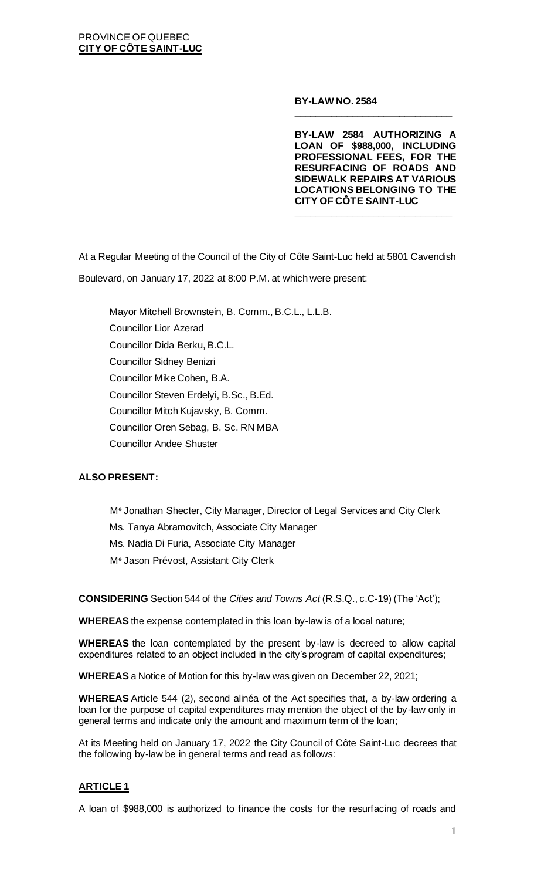PROVINCE OF QUEBEC
**CITY OF CÔTE SAINT-LUC**

**BY-LAW NO. 2584**

**BY-LAW 2584 AUTHORIZING A LOAN OF $988,000, INCLUDING PROFESSIONAL FEES, FOR THE RESURFACING OF ROADS AND SIDEWALK REPAIRS AT VARIOUS LOCATIONS BELONGING TO THE CITY OF CÔTE SAINT-LUC**

At a Regular Meeting of the Council of the City of Côte Saint-Luc held at 5801 Cavendish Boulevard, on January 17, 2022 at 8:00 P.M. at which were present:

Mayor Mitchell Brownstein, B. Comm., B.C.L., L.L.B.
Councillor Lior Azerad
Councillor Dida Berku, B.C.L.
Councillor Sidney Benizri
Councillor Mike Cohen, B.A.
Councillor Steven Erdelyi, B.Sc., B.Ed.
Councillor Mitch Kujavsky, B. Comm.
Councillor Oren Sebag, B. Sc. RN MBA
Councillor Andee Shuster

**ALSO PRESENT:**

Me Jonathan Shecter, City Manager, Director of Legal Services and City Clerk
Ms. Tanya Abramovitch, Associate City Manager
Ms. Nadia Di Furia, Associate City Manager
Me Jason Prévost, Assistant City Clerk

**CONSIDERING** Section 544 of the *Cities and Towns Act* (R.S.Q., c.C-19) (The 'Act');

**WHEREAS** the expense contemplated in this loan by-law is of a local nature;

**WHEREAS** the loan contemplated by the present by-law is decreed to allow capital expenditures related to an object included in the city's program of capital expenditures;

**WHEREAS** a Notice of Motion for this by-law was given on December 22, 2021;

**WHEREAS** Article 544 (2), second alinéa of the Act specifies that, a by-law ordering a loan for the purpose of capital expenditures may mention the object of the by-law only in general terms and indicate only the amount and maximum term of the loan;

At its Meeting held on January 17, 2022 the City Council of Côte Saint-Luc decrees that the following by-law be in general terms and read as follows:

## ARTICLE 1

A loan of $988,000 is authorized to finance the costs for the resurfacing of roads and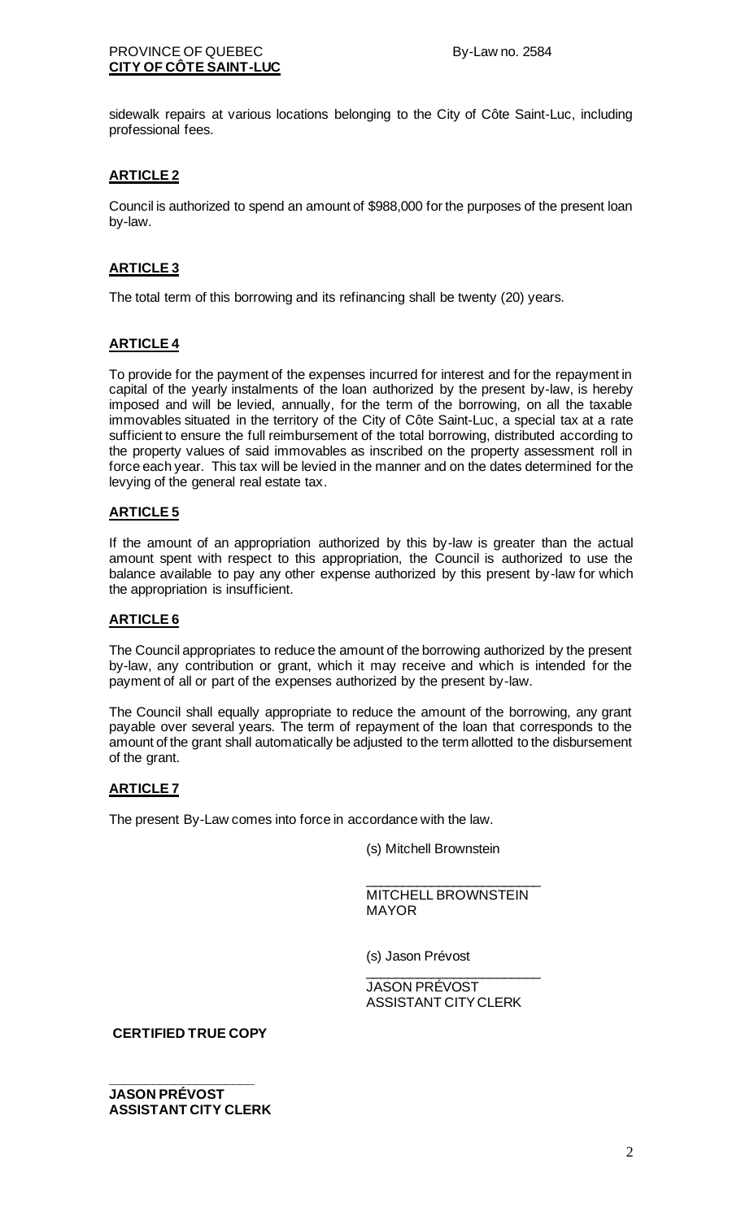sidewalk repairs at various locations belonging to the City of Côte Saint-Luc, including professional fees.

**ARTICLE 2**

Council is authorized to spend an amount of $988,000 for the purposes of the present loan by-law.

**ARTICLE 3**

The total term of this borrowing and its refinancing shall be twenty (20) years.

**ARTICLE 4**

To provide for the payment of the expenses incurred for interest and for the repayment in capital of the yearly instalments of the loan authorized by the present by-law, is hereby imposed and will be levied, annually, for the term of the borrowing, on all the taxable immovables situated in the territory of the City of Côte Saint-Luc, a special tax at a rate sufficient to ensure the full reimbursement of the total borrowing, distributed according to the property values of said immovables as inscribed on the property assessment roll in force each year. This tax will be levied in the manner and on the dates determined for the levying of the general real estate tax.

**ARTICLE 5**

If the amount of an appropriation authorized by this by-law is greater than the actual amount spent with respect to this appropriation, the Council is authorized to use the balance available to pay any other expense authorized by this present by-law for which the appropriation is insufficient.

**ARTICLE 6**

The Council appropriates to reduce the amount of the borrowing authorized by the present by-law, any contribution or grant, which it may receive and which is intended for the payment of all or part of the expenses authorized by the present by-law.

The Council shall equally appropriate to reduce the amount of the borrowing, any grant payable over several years. The term of repayment of the loan that corresponds to the amount of the grant shall automatically be adjusted to the term allotted to the disbursement of the grant.

**ARTICLE 7**

The present By-Law comes into force in accordance with the law.

(s) Mitchell Brownstein

_______________________
MITCHELL BROWNSTEIN
MAYOR

(s) Jason Prévost

_______________________
JASON PRÉVOST
ASSISTANT CITY CLERK

**CERTIFIED TRUE COPY**

_______________________
**JASON PRÉVOST**
**ASSISTANT CITY CLERK**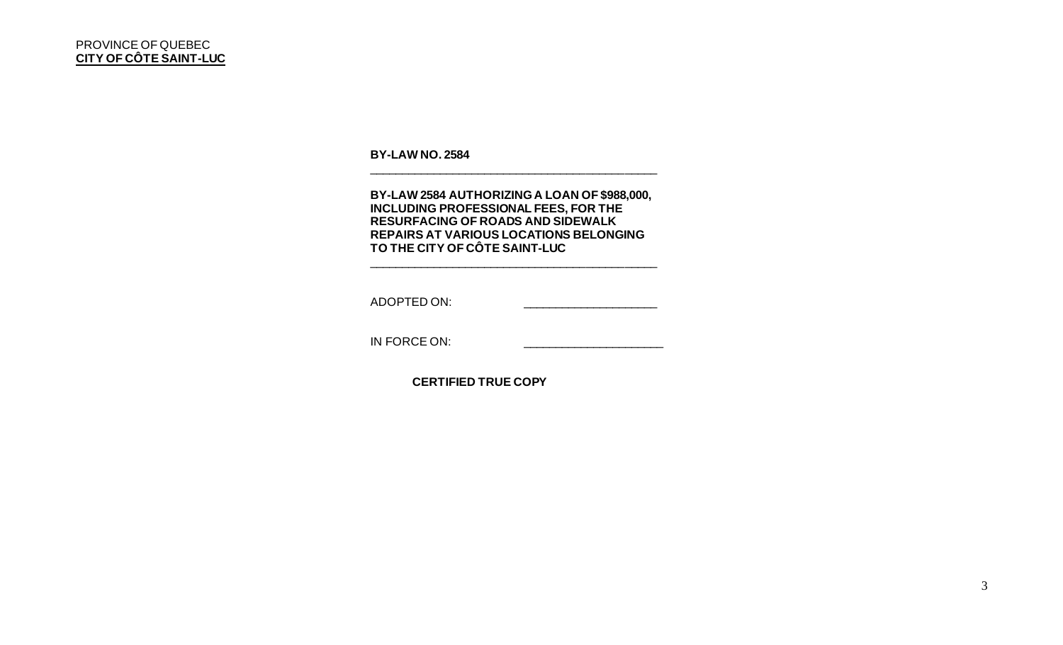PROVINCE OF QUEBEC
**CITY OF CÔTE SAINT-LUC**

**BY-LAW NO. 2584**

---

**BY-LAW 2584 AUTHORIZING A LOAN OF $988,000, INCLUDING PROFESSIONAL FEES, FOR THE RESURFACING OF ROADS AND SIDEWALK REPAIRS AT VARIOUS LOCATIONS BELONGING TO THE CITY OF CÔTE SAINT-LUC**

---

ADOPTED ON: ____________________

IN FORCE ON: _____________________

**CERTIFIED TRUE COPY**